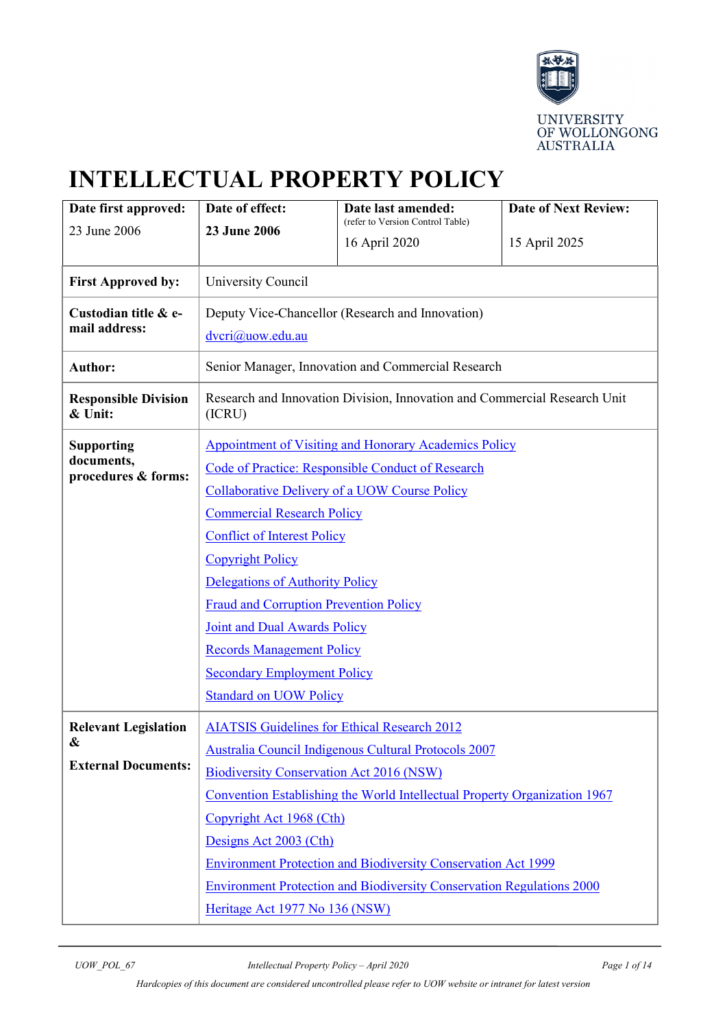UNIVERSITY OF WOLLONGONG AUSTRALIA

# INTELLECTUAL PROPERTY POLICY

| Date first approved: | Date of effect: | Date last amended: (refer to Version Control Table) | Date of Next Review: |
|---|---|---|---|
| 23 June 2006 | **23 June 2006** | 16 April 2020 | 15 April 2025 |

| | |
|---|---|
| **First Approved by:** | University Council |
| **Custodian title & e-mail address:** | Deputy Vice-Chancellor (Research and Innovation)<br>dvcri@uow.edu.au |
| **Author:** | Senior Manager, Innovation and Commercial Research |
| **Responsible Division & Unit:** | Research and Innovation Division, Innovation and Commercial Research Unit (ICRU) |
| **Supporting documents, procedures & forms:** | Appointment of Visiting and Honorary Academics Policy<br>Code of Practice: Responsible Conduct of Research<br>Collaborative Delivery of a UOW Course Policy<br>Commercial Research Policy<br>Conflict of Interest Policy<br>Copyright Policy<br>Delegations of Authority Policy<br>Fraud and Corruption Prevention Policy<br>Joint and Dual Awards Policy<br>Records Management Policy<br>Secondary Employment Policy<br>Standard on UOW Policy |
| **Relevant Legislation & External Documents:** | AIATSIS Guidelines for Ethical Research 2012<br>Australia Council Indigenous Cultural Protocols 2007<br>Biodiversity Conservation Act 2016 (NSW)<br>Convention Establishing the World Intellectual Property Organization 1967<br>Copyright Act 1968 (Cth)<br>Designs Act 2003 (Cth)<br>Environment Protection and Biodiversity Conservation Act 1999<br>Environment Protection and Biodiversity Conservation Regulations 2000<br>Heritage Act 1977 No 136 (NSW) |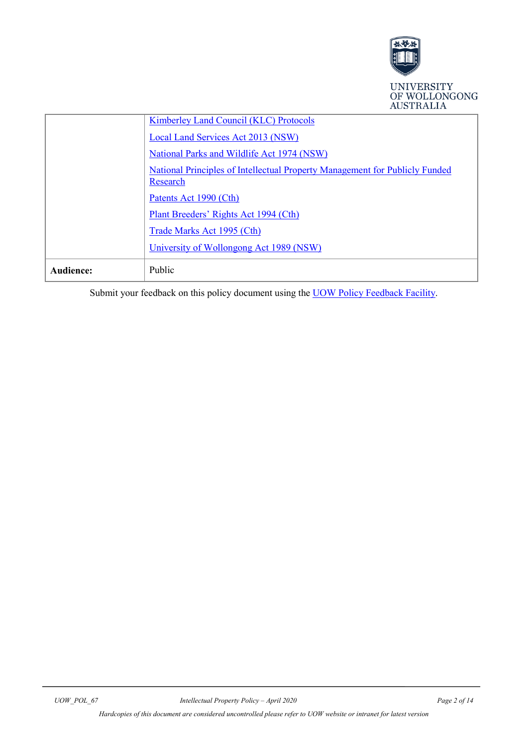| | |
|---|---|
| | Kimberley Land Council (KLC) Protocols<br>Local Land Services Act 2013 (NSW)<br>National Parks and Wildlife Act 1974 (NSW)<br>National Principles of Intellectual Property Management for Publicly Funded Research<br>Patents Act 1990 (Cth)<br>Plant Breeders' Rights Act 1994 (Cth)<br>Trade Marks Act 1995 (Cth)<br>University of Wollongong Act 1989 (NSW) |
| **Audience:** | Public |

Submit your feedback on this policy document using the UOW Policy Feedback Facility.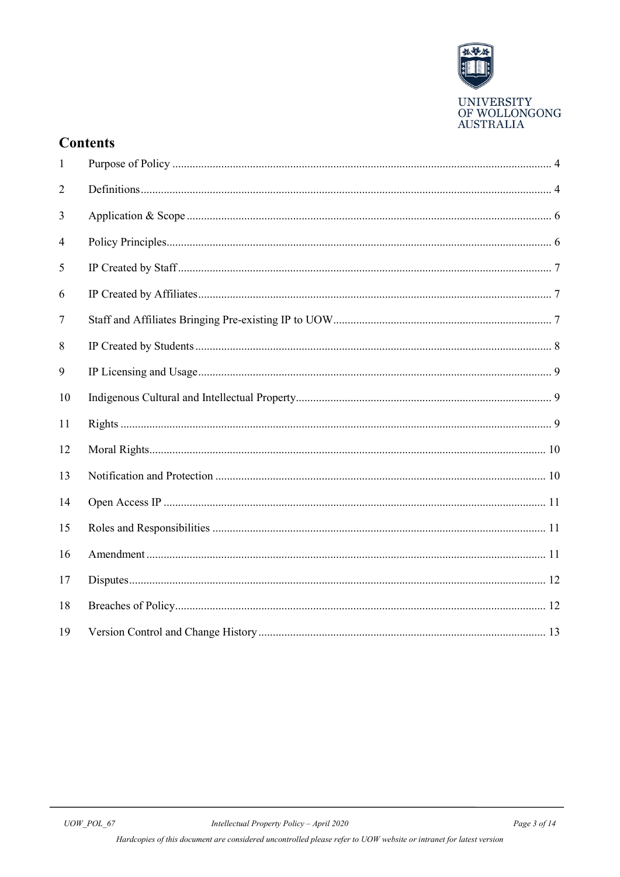## Contents

| | | |
|---|---|---|
| 1 | Purpose of Policy | 4 |
| 2 | Definitions | 4 |
| 3 | Application & Scope | 6 |
| 4 | Policy Principles | 6 |
| 5 | IP Created by Staff | 7 |
| 6 | IP Created by Affiliates | 7 |
| 7 | Staff and Affiliates Bringing Pre-existing IP to UOW | 7 |
| 8 | IP Created by Students | 8 |
| 9 | IP Licensing and Usage | 9 |
| 10 | Indigenous Cultural and Intellectual Property | 9 |
| 11 | Rights | 9 |
| 12 | Moral Rights | 10 |
| 13 | Notification and Protection | 10 |
| 14 | Open Access IP | 11 |
| 15 | Roles and Responsibilities | 11 |
| 16 | Amendment | 11 |
| 17 | Disputes | 12 |
| 18 | Breaches of Policy | 12 |
| 19 | Version Control and Change History | 13 |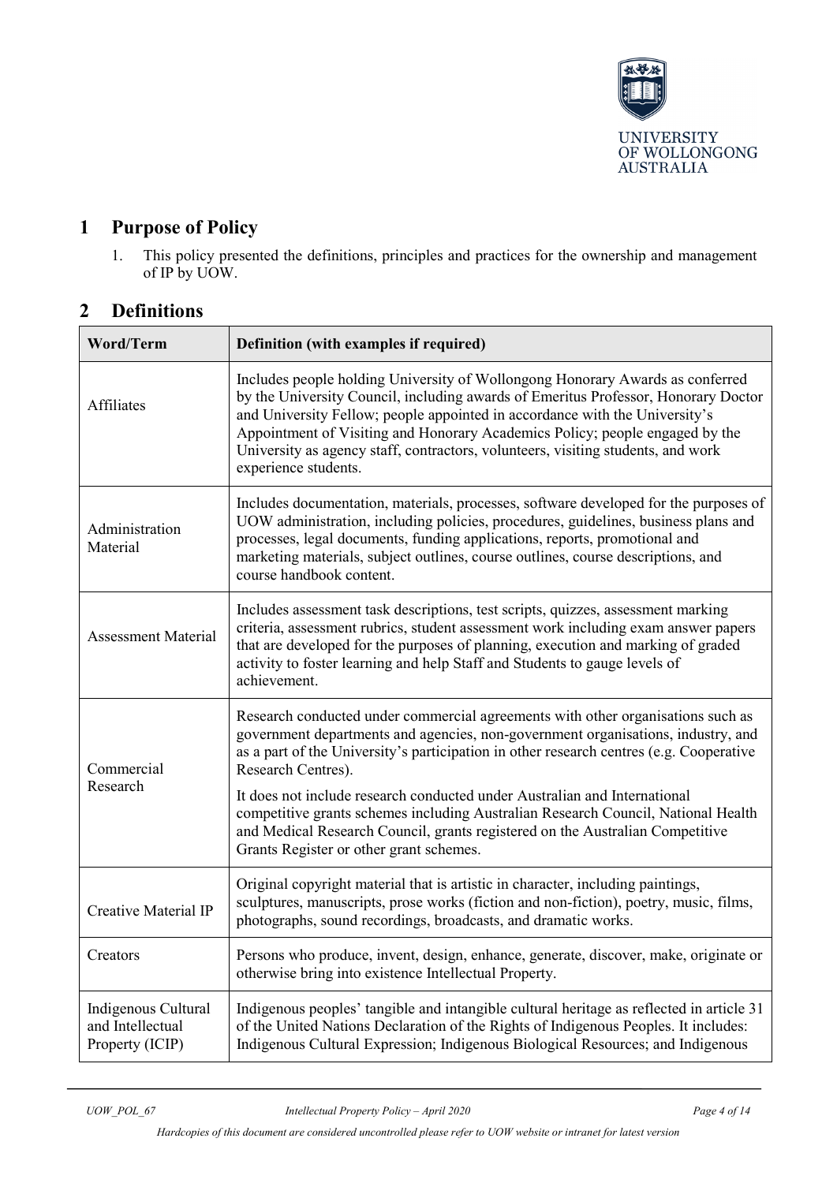## 1 Purpose of Policy

1. This policy presented the definitions, principles and practices for the ownership and management of IP by UOW.

## 2 Definitions

| Word/Term | Definition (with examples if required) |
|---|---|
| Affiliates | Includes people holding University of Wollongong Honorary Awards as conferred by the University Council, including awards of Emeritus Professor, Honorary Doctor and University Fellow; people appointed in accordance with the University's Appointment of Visiting and Honorary Academics Policy; people engaged by the University as agency staff, contractors, volunteers, visiting students, and work experience students. |
| Administration Material | Includes documentation, materials, processes, software developed for the purposes of UOW administration, including policies, procedures, guidelines, business plans and processes, legal documents, funding applications, reports, promotional and marketing materials, subject outlines, course outlines, course descriptions, and course handbook content. |
| Assessment Material | Includes assessment task descriptions, test scripts, quizzes, assessment marking criteria, assessment rubrics, student assessment work including exam answer papers that are developed for the purposes of planning, execution and marking of graded activity to foster learning and help Staff and Students to gauge levels of achievement. |
| Commercial Research | Research conducted under commercial agreements with other organisations such as government departments and agencies, non-government organisations, industry, and as a part of the University's participation in other research centres (e.g. Cooperative Research Centres).<br><br>It does not include research conducted under Australian and International competitive grants schemes including Australian Research Council, National Health and Medical Research Council, grants registered on the Australian Competitive Grants Register or other grant schemes. |
| Creative Material IP | Original copyright material that is artistic in character, including paintings, sculptures, manuscripts, prose works (fiction and non-fiction), poetry, music, films, photographs, sound recordings, broadcasts, and dramatic works. |
| Creators | Persons who produce, invent, design, enhance, generate, discover, make, originate or otherwise bring into existence Intellectual Property. |
| Indigenous Cultural and Intellectual Property (ICIP) | Indigenous peoples' tangible and intangible cultural heritage as reflected in article 31 of the United Nations Declaration of the Rights of Indigenous Peoples. It includes: Indigenous Cultural Expression; Indigenous Biological Resources; and Indigenous |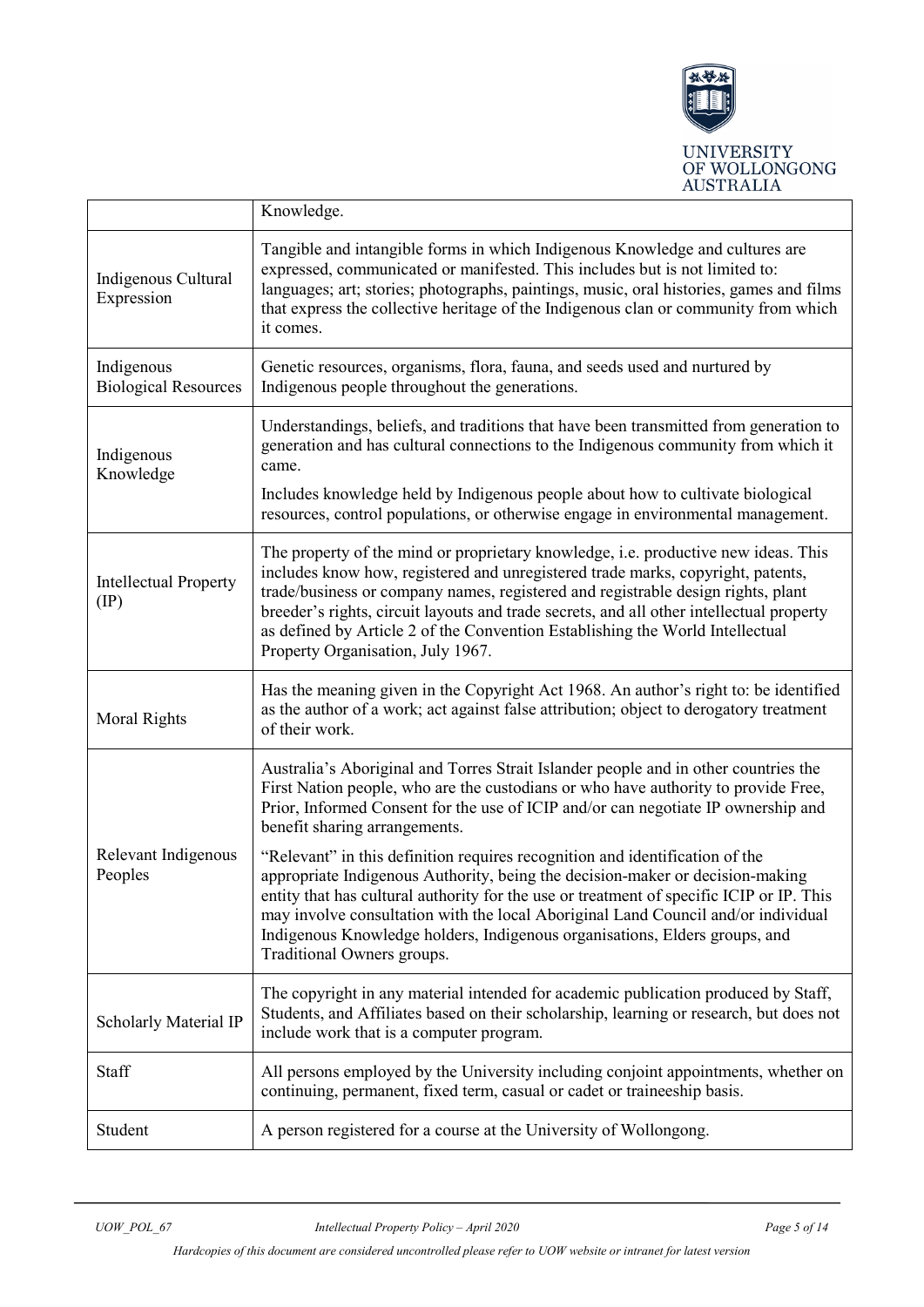| | |
|---|---|
| | Knowledge. |
| Indigenous Cultural Expression | Tangible and intangible forms in which Indigenous Knowledge and cultures are expressed, communicated or manifested. This includes but is not limited to: languages; art; stories; photographs, paintings, music, oral histories, games and films that express the collective heritage of the Indigenous clan or community from which it comes. |
| Indigenous Biological Resources | Genetic resources, organisms, flora, fauna, and seeds used and nurtured by Indigenous people throughout the generations. |
| Indigenous Knowledge | Understandings, beliefs, and traditions that have been transmitted from generation to generation and has cultural connections to the Indigenous community from which it came.<br><br>Includes knowledge held by Indigenous people about how to cultivate biological resources, control populations, or otherwise engage in environmental management. |
| Intellectual Property (IP) | The property of the mind or proprietary knowledge, i.e. productive new ideas. This includes know how, registered and unregistered trade marks, copyright, patents, trade/business or company names, registered and registrable design rights, plant breeder's rights, circuit layouts and trade secrets, and all other intellectual property as defined by Article 2 of the Convention Establishing the World Intellectual Property Organisation, July 1967. |
| Moral Rights | Has the meaning given in the Copyright Act 1968. An author's right to: be identified as the author of a work; act against false attribution; object to derogatory treatment of their work. |
| Relevant Indigenous Peoples | Australia's Aboriginal and Torres Strait Islander people and in other countries the First Nation people, who are the custodians or who have authority to provide Free, Prior, Informed Consent for the use of ICIP and/or can negotiate IP ownership and benefit sharing arrangements.<br><br>"Relevant" in this definition requires recognition and identification of the appropriate Indigenous Authority, being the decision-maker or decision-making entity that has cultural authority for the use or treatment of specific ICIP or IP. This may involve consultation with the local Aboriginal Land Council and/or individual Indigenous Knowledge holders, Indigenous organisations, Elders groups, and Traditional Owners groups. |
| Scholarly Material IP | The copyright in any material intended for academic publication produced by Staff, Students, and Affiliates based on their scholarship, learning or research, but does not include work that is a computer program. |
| Staff | All persons employed by the University including conjoint appointments, whether on continuing, permanent, fixed term, casual or cadet or traineeship basis. |
| Student | A person registered for a course at the University of Wollongong. |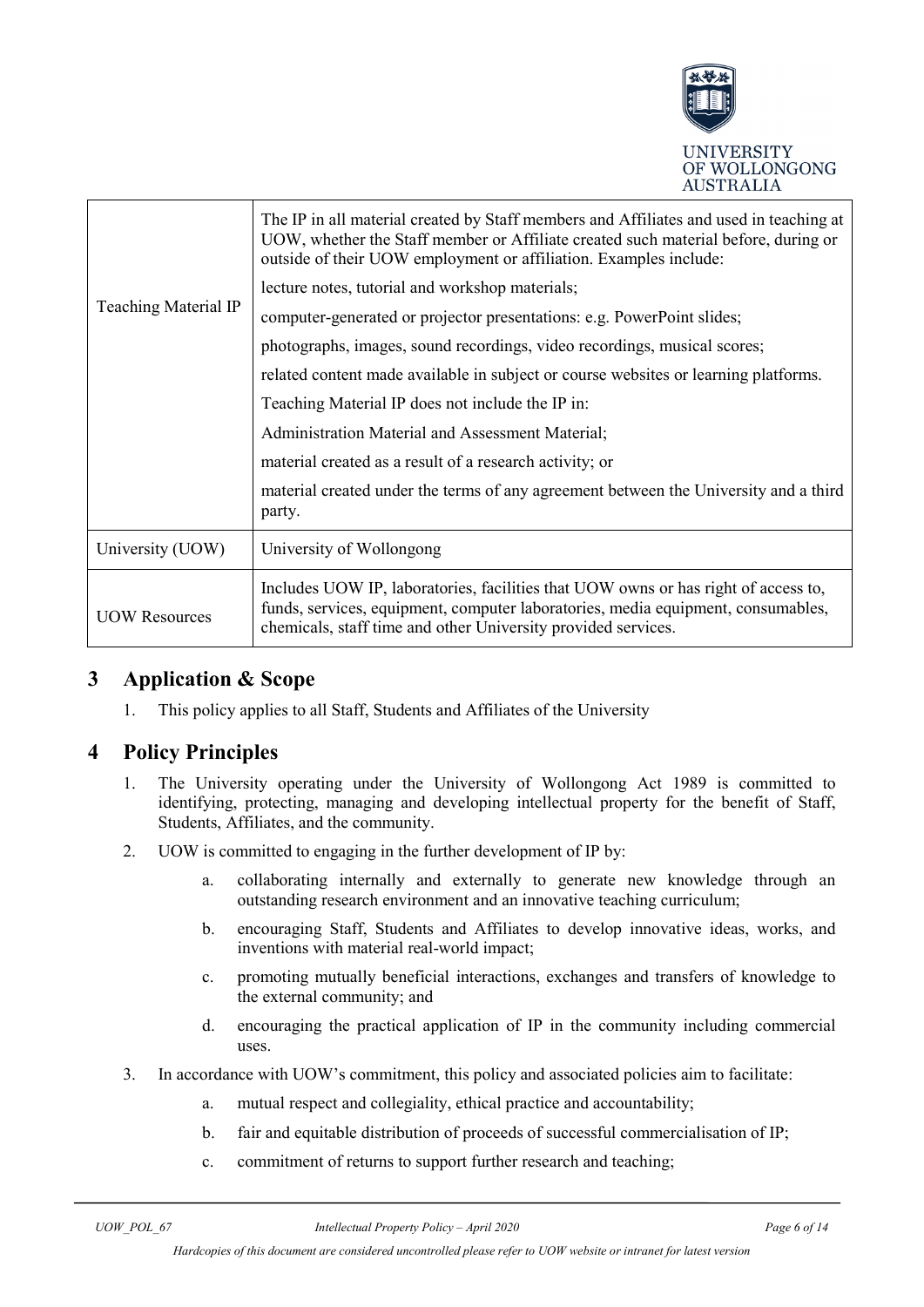| | |
|---|---|
| Teaching Material IP | The IP in all material created by Staff members and Affiliates and used in teaching at UOW, whether the Staff member or Affiliate created such material before, during or outside of their UOW employment or affiliation. Examples include:<br>lecture notes, tutorial and workshop materials;<br>computer-generated or projector presentations: e.g. PowerPoint slides;<br>photographs, images, sound recordings, video recordings, musical scores;<br>related content made available in subject or course websites or learning platforms.<br>Teaching Material IP does not include the IP in:<br>Administration Material and Assessment Material;<br>material created as a result of a research activity; or<br>material created under the terms of any agreement between the University and a third party. |
| University (UOW) | University of Wollongong |
| UOW Resources | Includes UOW IP, laboratories, facilities that UOW owns or has right of access to, funds, services, equipment, computer laboratories, media equipment, consumables, chemicals, staff time and other University provided services. |

# 3 Application & Scope

1. This policy applies to all Staff, Students and Affiliates of the University

# 4 Policy Principles

1. The University operating under the University of Wollongong Act 1989 is committed to identifying, protecting, managing and developing intellectual property for the benefit of Staff, Students, Affiliates, and the community.
2. UOW is committed to engaging in the further development of IP by:
   a. collaborating internally and externally to generate new knowledge through an outstanding research environment and an innovative teaching curriculum;
   b. encouraging Staff, Students and Affiliates to develop innovative ideas, works, and inventions with material real-world impact;
   c. promoting mutually beneficial interactions, exchanges and transfers of knowledge to the external community; and
   d. encouraging the practical application of IP in the community including commercial uses.
3. In accordance with UOW's commitment, this policy and associated policies aim to facilitate:
   a. mutual respect and collegiality, ethical practice and accountability;
   b. fair and equitable distribution of proceeds of successful commercialisation of IP;
   c. commitment of returns to support further research and teaching;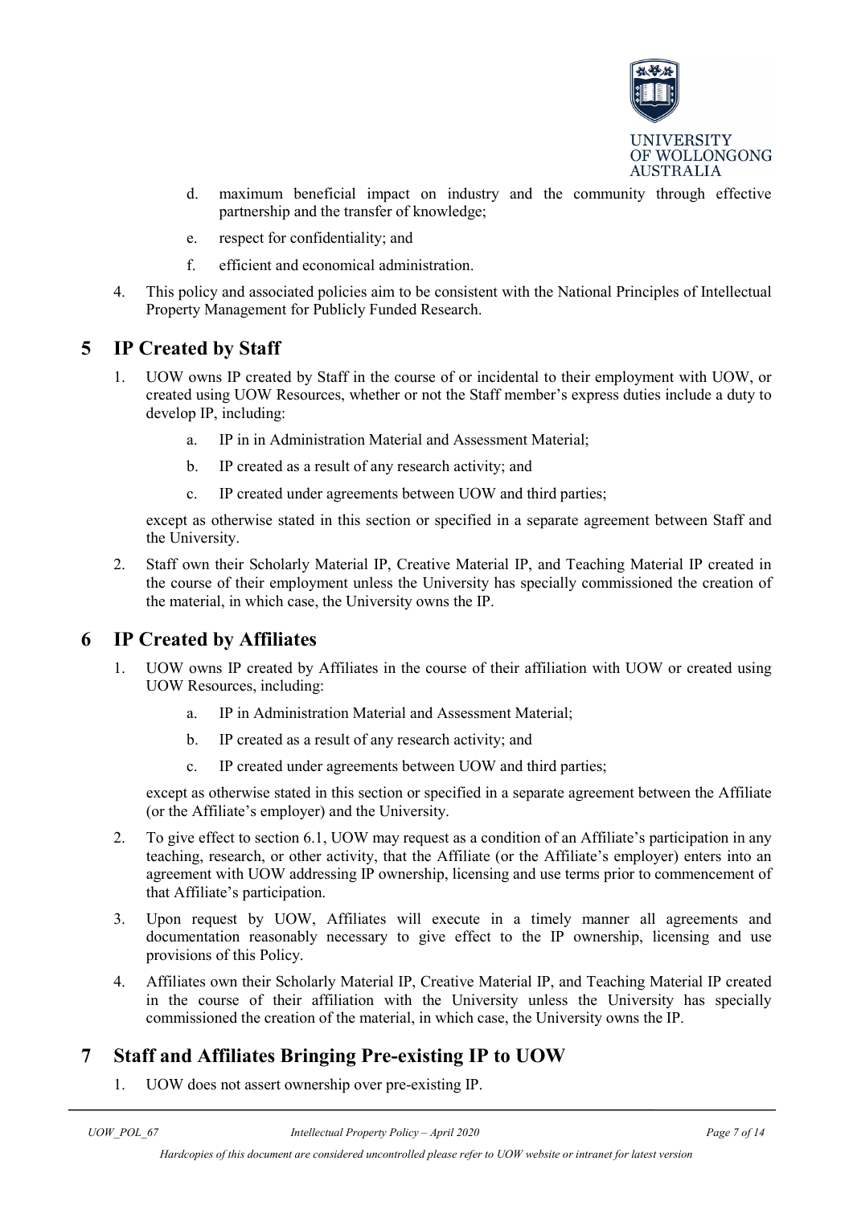d. maximum beneficial impact on industry and the community through effective partnership and the transfer of knowledge;

e. respect for confidentiality; and

f. efficient and economical administration.

4. This policy and associated policies aim to be consistent with the National Principles of Intellectual Property Management for Publicly Funded Research.

## 5 IP Created by Staff

1. UOW owns IP created by Staff in the course of or incidental to their employment with UOW, or created using UOW Resources, whether or not the Staff member's express duties include a duty to develop IP, including:

   a. IP in in Administration Material and Assessment Material;

   b. IP created as a result of any research activity; and

   c. IP created under agreements between UOW and third parties;

   except as otherwise stated in this section or specified in a separate agreement between Staff and the University.

2. Staff own their Scholarly Material IP, Creative Material IP, and Teaching Material IP created in the course of their employment unless the University has specially commissioned the creation of the material, in which case, the University owns the IP.

## 6 IP Created by Affiliates

1. UOW owns IP created by Affiliates in the course of their affiliation with UOW or created using UOW Resources, including:

   a. IP in Administration Material and Assessment Material;

   b. IP created as a result of any research activity; and

   c. IP created under agreements between UOW and third parties;

   except as otherwise stated in this section or specified in a separate agreement between the Affiliate (or the Affiliate's employer) and the University.

2. To give effect to section 6.1, UOW may request as a condition of an Affiliate's participation in any teaching, research, or other activity, that the Affiliate (or the Affiliate's employer) enters into an agreement with UOW addressing IP ownership, licensing and use terms prior to commencement of that Affiliate's participation.

3. Upon request by UOW, Affiliates will execute in a timely manner all agreements and documentation reasonably necessary to give effect to the IP ownership, licensing and use provisions of this Policy.

4. Affiliates own their Scholarly Material IP, Creative Material IP, and Teaching Material IP created in the course of their affiliation with the University unless the University has specially commissioned the creation of the material, in which case, the University owns the IP.

## 7 Staff and Affiliates Bringing Pre-existing IP to UOW

1. UOW does not assert ownership over pre-existing IP.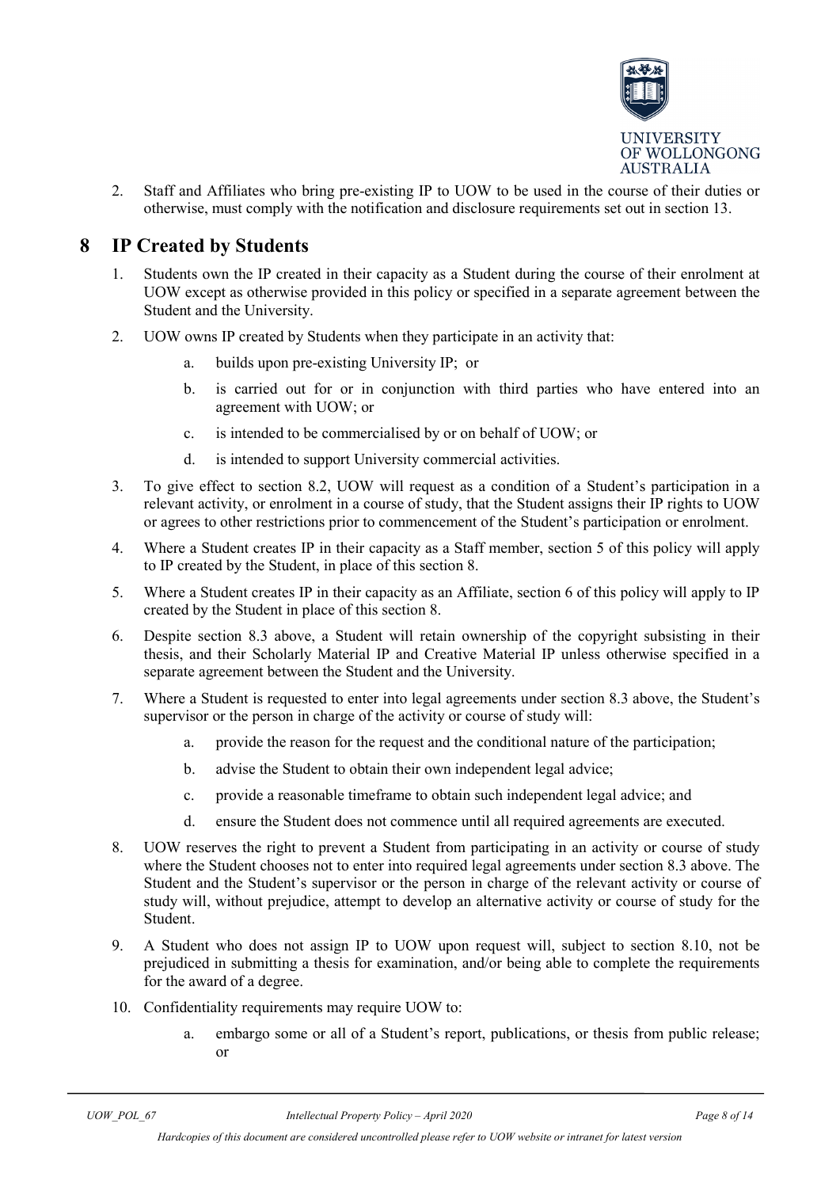2. Staff and Affiliates who bring pre-existing IP to UOW to be used in the course of their duties or otherwise, must comply with the notification and disclosure requirements set out in section 13.

# 8 IP Created by Students

1. Students own the IP created in their capacity as a Student during the course of their enrolment at UOW except as otherwise provided in this policy or specified in a separate agreement between the Student and the University.
2. UOW owns IP created by Students when they participate in an activity that:
    a. builds upon pre-existing University IP; or
    b. is carried out for or in conjunction with third parties who have entered into an agreement with UOW; or
    c. is intended to be commercialised by or on behalf of UOW; or
    d. is intended to support University commercial activities.
3. To give effect to section 8.2, UOW will request as a condition of a Student's participation in a relevant activity, or enrolment in a course of study, that the Student assigns their IP rights to UOW or agrees to other restrictions prior to commencement of the Student's participation or enrolment.
4. Where a Student creates IP in their capacity as a Staff member, section 5 of this policy will apply to IP created by the Student, in place of this section 8.
5. Where a Student creates IP in their capacity as an Affiliate, section 6 of this policy will apply to IP created by the Student in place of this section 8.
6. Despite section 8.3 above, a Student will retain ownership of the copyright subsisting in their thesis, and their Scholarly Material IP and Creative Material IP unless otherwise specified in a separate agreement between the Student and the University.
7. Where a Student is requested to enter into legal agreements under section 8.3 above, the Student's supervisor or the person in charge of the activity or course of study will:
    a. provide the reason for the request and the conditional nature of the participation;
    b. advise the Student to obtain their own independent legal advice;
    c. provide a reasonable timeframe to obtain such independent legal advice; and
    d. ensure the Student does not commence until all required agreements are executed.
8. UOW reserves the right to prevent a Student from participating in an activity or course of study where the Student chooses not to enter into required legal agreements under section 8.3 above. The Student and the Student's supervisor or the person in charge of the relevant activity or course of study will, without prejudice, attempt to develop an alternative activity or course of study for the Student.
9. A Student who does not assign IP to UOW upon request will, subject to section 8.10, not be prejudiced in submitting a thesis for examination, and/or being able to complete the requirements for the award of a degree.
10. Confidentiality requirements may require UOW to:
    a. embargo some or all of a Student's report, publications, or thesis from public release; or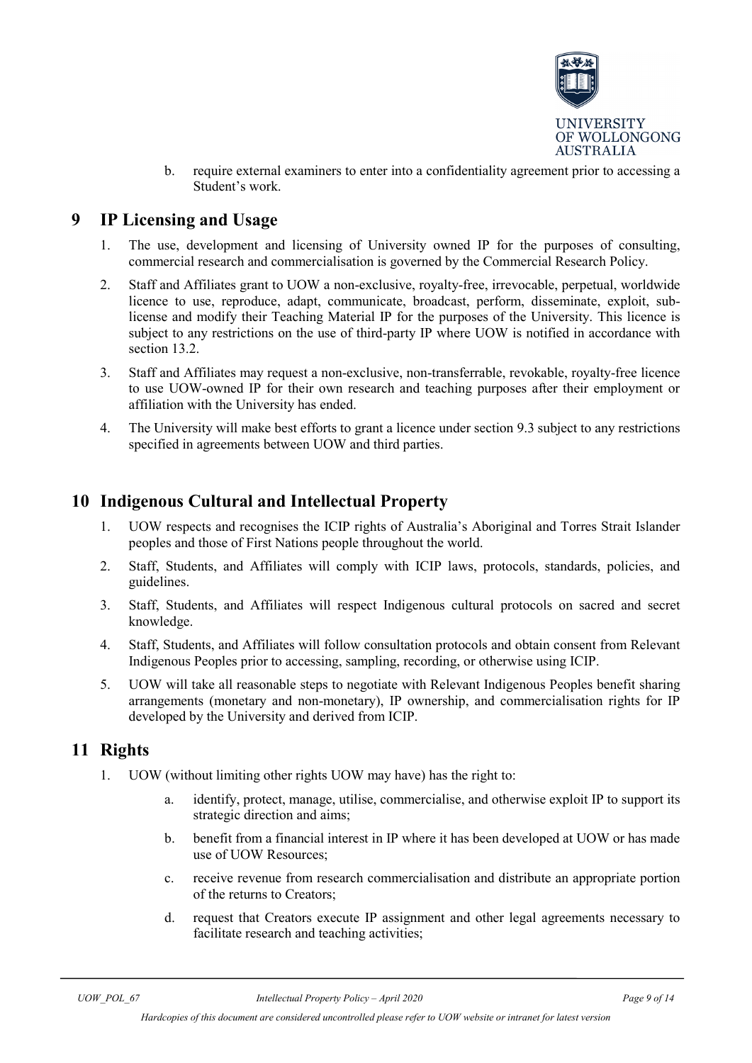b. require external examiners to enter into a confidentiality agreement prior to accessing a Student's work.

# 9 IP Licensing and Usage

1. The use, development and licensing of University owned IP for the purposes of consulting, commercial research and commercialisation is governed by the Commercial Research Policy.
2. Staff and Affiliates grant to UOW a non-exclusive, royalty-free, irrevocable, perpetual, worldwide licence to use, reproduce, adapt, communicate, broadcast, perform, disseminate, exploit, sub-license and modify their Teaching Material IP for the purposes of the University. This licence is subject to any restrictions on the use of third-party IP where UOW is notified in accordance with section 13.2.
3. Staff and Affiliates may request a non-exclusive, non-transferrable, revokable, royalty-free licence to use UOW-owned IP for their own research and teaching purposes after their employment or affiliation with the University has ended.
4. The University will make best efforts to grant a licence under section 9.3 subject to any restrictions specified in agreements between UOW and third parties.

# 10 Indigenous Cultural and Intellectual Property

1. UOW respects and recognises the ICIP rights of Australia's Aboriginal and Torres Strait Islander peoples and those of First Nations people throughout the world.
2. Staff, Students, and Affiliates will comply with ICIP laws, protocols, standards, policies, and guidelines.
3. Staff, Students, and Affiliates will respect Indigenous cultural protocols on sacred and secret knowledge.
4. Staff, Students, and Affiliates will follow consultation protocols and obtain consent from Relevant Indigenous Peoples prior to accessing, sampling, recording, or otherwise using ICIP.
5. UOW will take all reasonable steps to negotiate with Relevant Indigenous Peoples benefit sharing arrangements (monetary and non-monetary), IP ownership, and commercialisation rights for IP developed by the University and derived from ICIP.

# 11 Rights

1. UOW (without limiting other rights UOW may have) has the right to:
   a. identify, protect, manage, utilise, commercialise, and otherwise exploit IP to support its strategic direction and aims;
   b. benefit from a financial interest in IP where it has been developed at UOW or has made use of UOW Resources;
   c. receive revenue from research commercialisation and distribute an appropriate portion of the returns to Creators;
   d. request that Creators execute IP assignment and other legal agreements necessary to facilitate research and teaching activities;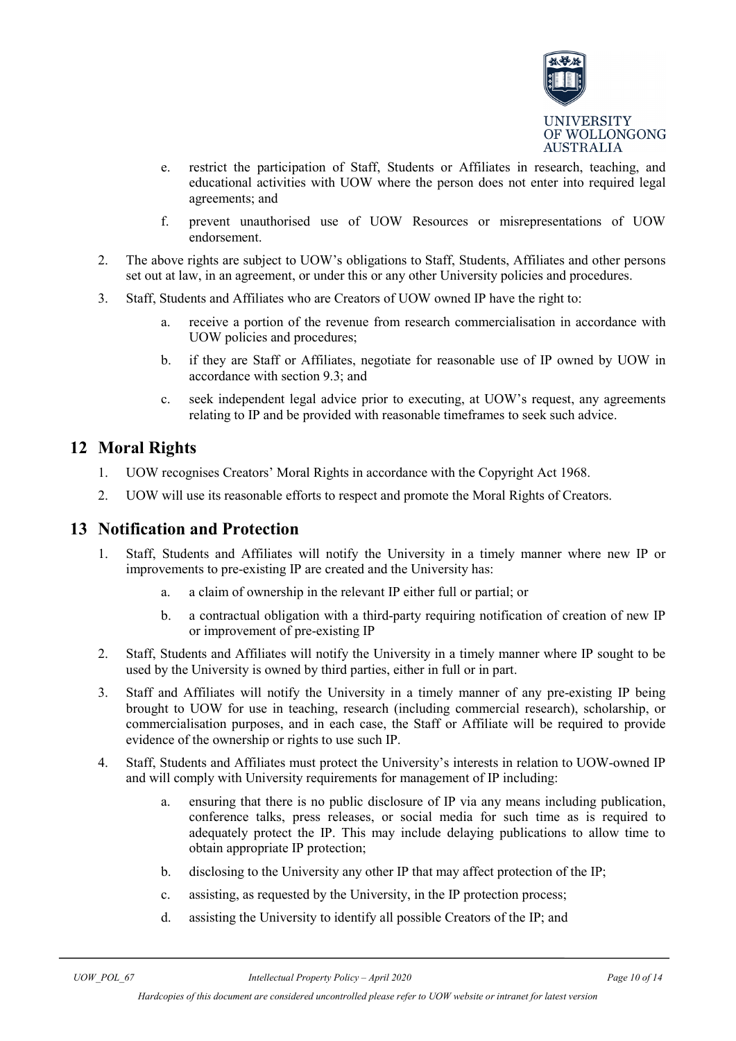e. restrict the participation of Staff, Students or Affiliates in research, teaching, and educational activities with UOW where the person does not enter into required legal agreements; and

f. prevent unauthorised use of UOW Resources or misrepresentations of UOW endorsement.

2. The above rights are subject to UOW's obligations to Staff, Students, Affiliates and other persons set out at law, in an agreement, or under this or any other University policies and procedures.

3. Staff, Students and Affiliates who are Creators of UOW owned IP have the right to:

   a. receive a portion of the revenue from research commercialisation in accordance with UOW policies and procedures;

   b. if they are Staff or Affiliates, negotiate for reasonable use of IP owned by UOW in accordance with section 9.3; and

   c. seek independent legal advice prior to executing, at UOW's request, any agreements relating to IP and be provided with reasonable timeframes to seek such advice.

## 12 Moral Rights

1. UOW recognises Creators' Moral Rights in accordance with the Copyright Act 1968.

2. UOW will use its reasonable efforts to respect and promote the Moral Rights of Creators.

## 13 Notification and Protection

1. Staff, Students and Affiliates will notify the University in a timely manner where new IP or improvements to pre-existing IP are created and the University has:

   a. a claim of ownership in the relevant IP either full or partial; or

   b. a contractual obligation with a third-party requiring notification of creation of new IP or improvement of pre-existing IP

2. Staff, Students and Affiliates will notify the University in a timely manner where IP sought to be used by the University is owned by third parties, either in full or in part.

3. Staff and Affiliates will notify the University in a timely manner of any pre-existing IP being brought to UOW for use in teaching, research (including commercial research), scholarship, or commercialisation purposes, and in each case, the Staff or Affiliate will be required to provide evidence of the ownership or rights to use such IP.

4. Staff, Students and Affiliates must protect the University's interests in relation to UOW-owned IP and will comply with University requirements for management of IP including:

   a. ensuring that there is no public disclosure of IP via any means including publication, conference talks, press releases, or social media for such time as is required to adequately protect the IP. This may include delaying publications to allow time to obtain appropriate IP protection;

   b. disclosing to the University any other IP that may affect protection of the IP;

   c. assisting, as requested by the University, in the IP protection process;

   d. assisting the University to identify all possible Creators of the IP; and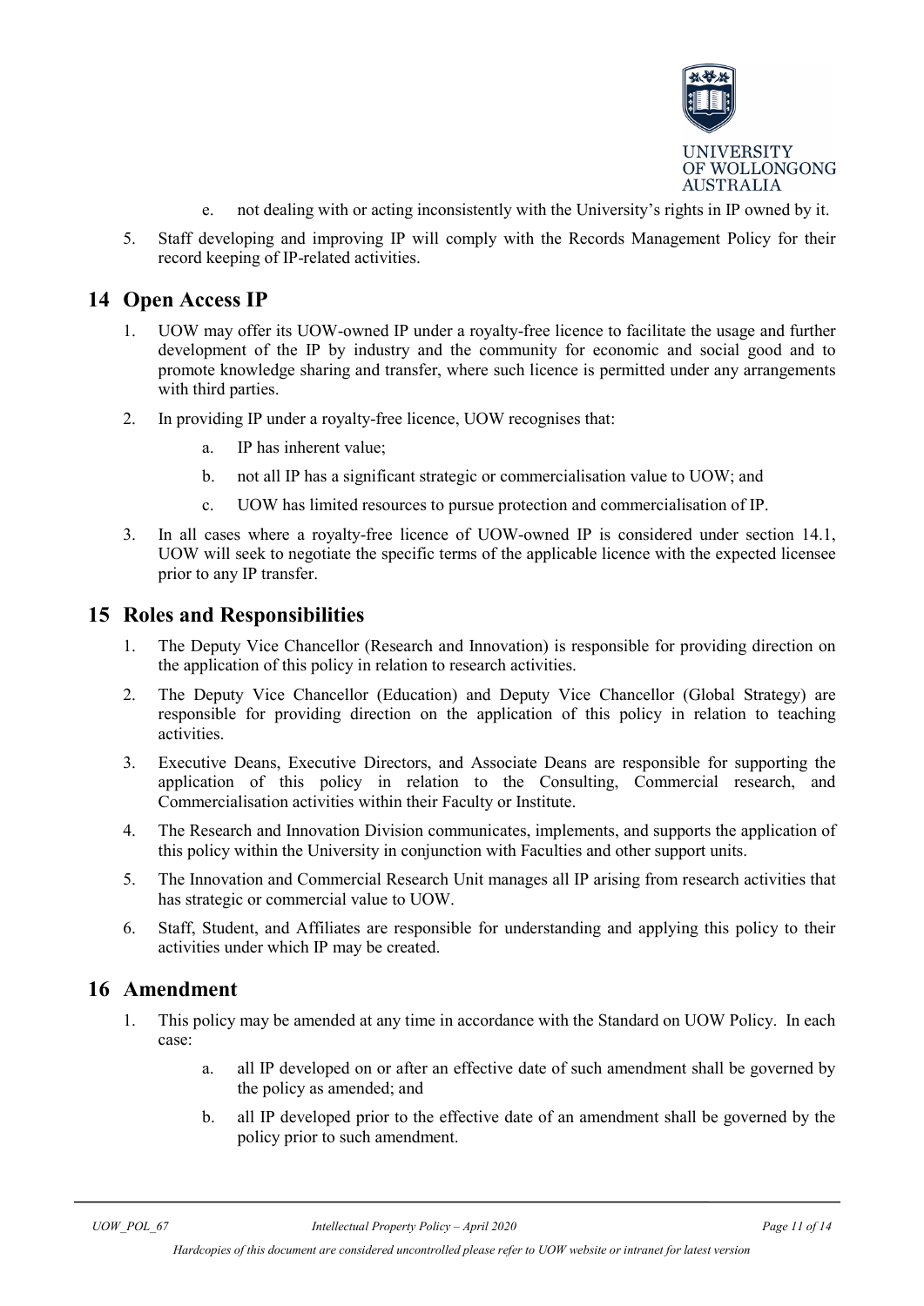e. not dealing with or acting inconsistently with the University's rights in IP owned by it.

5. Staff developing and improving IP will comply with the Records Management Policy for their record keeping of IP-related activities.

## 14 Open Access IP

1. UOW may offer its UOW-owned IP under a royalty-free licence to facilitate the usage and further development of the IP by industry and the community for economic and social good and to promote knowledge sharing and transfer, where such licence is permitted under any arrangements with third parties.
2. In providing IP under a royalty-free licence, UOW recognises that:
   a. IP has inherent value;
   b. not all IP has a significant strategic or commercialisation value to UOW; and
   c. UOW has limited resources to pursue protection and commercialisation of IP.
3. In all cases where a royalty-free licence of UOW-owned IP is considered under section 14.1, UOW will seek to negotiate the specific terms of the applicable licence with the expected licensee prior to any IP transfer.

## 15 Roles and Responsibilities

1. The Deputy Vice Chancellor (Research and Innovation) is responsible for providing direction on the application of this policy in relation to research activities.
2. The Deputy Vice Chancellor (Education) and Deputy Vice Chancellor (Global Strategy) are responsible for providing direction on the application of this policy in relation to teaching activities.
3. Executive Deans, Executive Directors, and Associate Deans are responsible for supporting the application of this policy in relation to the Consulting, Commercial research, and Commercialisation activities within their Faculty or Institute.
4. The Research and Innovation Division communicates, implements, and supports the application of this policy within the University in conjunction with Faculties and other support units.
5. The Innovation and Commercial Research Unit manages all IP arising from research activities that has strategic or commercial value to UOW.
6. Staff, Student, and Affiliates are responsible for understanding and applying this policy to their activities under which IP may be created.

## 16 Amendment

1. This policy may be amended at any time in accordance with the Standard on UOW Policy. In each case:
   a. all IP developed on or after an effective date of such amendment shall be governed by the policy as amended; and
   b. all IP developed prior to the effective date of an amendment shall be governed by the policy prior to such amendment.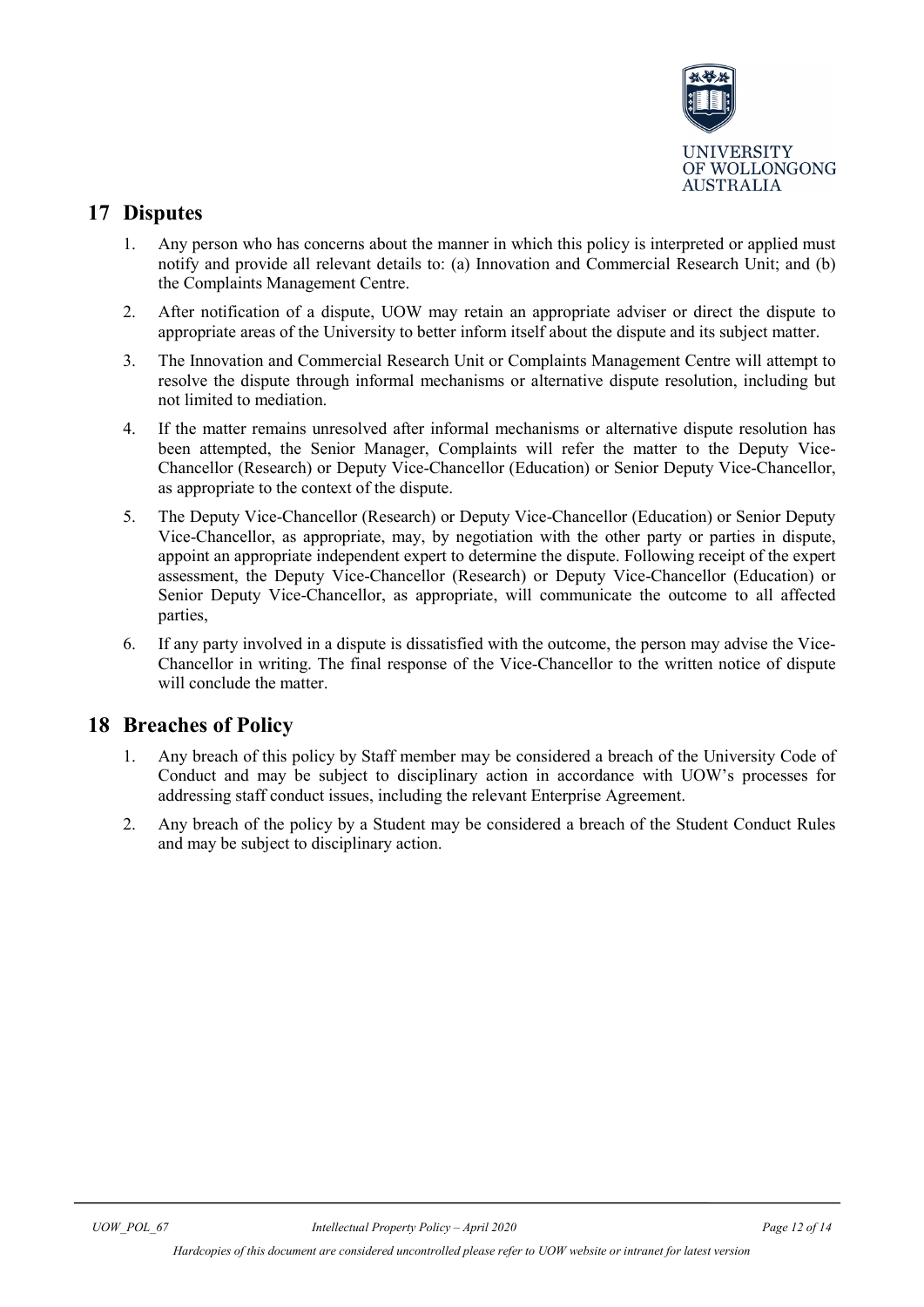## 17 Disputes

1. Any person who has concerns about the manner in which this policy is interpreted or applied must notify and provide all relevant details to: (a) Innovation and Commercial Research Unit; and (b) the Complaints Management Centre.
2. After notification of a dispute, UOW may retain an appropriate adviser or direct the dispute to appropriate areas of the University to better inform itself about the dispute and its subject matter.
3. The Innovation and Commercial Research Unit or Complaints Management Centre will attempt to resolve the dispute through informal mechanisms or alternative dispute resolution, including but not limited to mediation.
4. If the matter remains unresolved after informal mechanisms or alternative dispute resolution has been attempted, the Senior Manager, Complaints will refer the matter to the Deputy Vice-Chancellor (Research) or Deputy Vice-Chancellor (Education) or Senior Deputy Vice-Chancellor, as appropriate to the context of the dispute.
5. The Deputy Vice-Chancellor (Research) or Deputy Vice-Chancellor (Education) or Senior Deputy Vice-Chancellor, as appropriate, may, by negotiation with the other party or parties in dispute, appoint an appropriate independent expert to determine the dispute. Following receipt of the expert assessment, the Deputy Vice-Chancellor (Research) or Deputy Vice-Chancellor (Education) or Senior Deputy Vice-Chancellor, as appropriate, will communicate the outcome to all affected parties,
6. If any party involved in a dispute is dissatisfied with the outcome, the person may advise the Vice-Chancellor in writing. The final response of the Vice-Chancellor to the written notice of dispute will conclude the matter.

## 18 Breaches of Policy

1. Any breach of this policy by Staff member may be considered a breach of the University Code of Conduct and may be subject to disciplinary action in accordance with UOW's processes for addressing staff conduct issues, including the relevant Enterprise Agreement.
2. Any breach of the policy by a Student may be considered a breach of the Student Conduct Rules and may be subject to disciplinary action.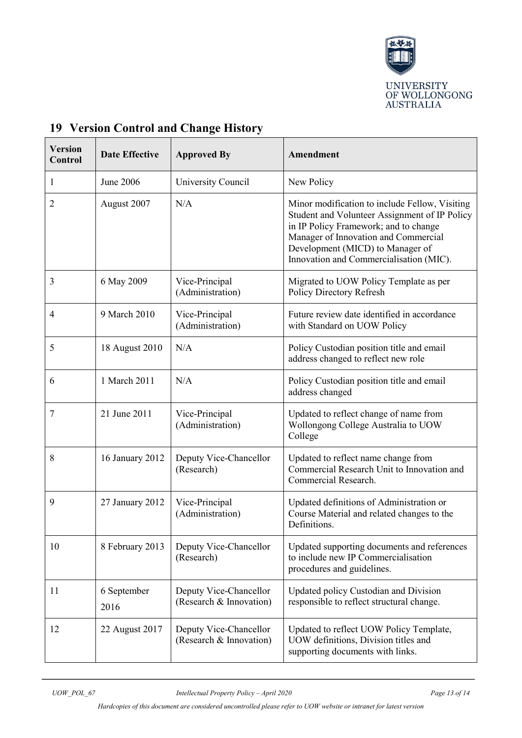## 19 Version Control and Change History

| Version Control | Date Effective | Approved By | Amendment |
|---|---|---|---|
| 1 | June 2006 | University Council | New Policy |
| 2 | August 2007 | N/A | Minor modification to include Fellow, Visiting Student and Volunteer Assignment of IP Policy in IP Policy Framework; and to change Manager of Innovation and Commercial Development (MICD) to Manager of Innovation and Commercialisation (MIC). |
| 3 | 6 May 2009 | Vice-Principal (Administration) | Migrated to UOW Policy Template as per Policy Directory Refresh |
| 4 | 9 March 2010 | Vice-Principal (Administration) | Future review date identified in accordance with Standard on UOW Policy |
| 5 | 18 August 2010 | N/A | Policy Custodian position title and email address changed to reflect new role |
| 6 | 1 March 2011 | N/A | Policy Custodian position title and email address changed |
| 7 | 21 June 2011 | Vice-Principal (Administration) | Updated to reflect change of name from Wollongong College Australia to UOW College |
| 8 | 16 January 2012 | Deputy Vice-Chancellor (Research) | Updated to reflect name change from Commercial Research Unit to Innovation and Commercial Research. |
| 9 | 27 January 2012 | Vice-Principal (Administration) | Updated definitions of Administration or Course Material and related changes to the Definitions. |
| 10 | 8 February 2013 | Deputy Vice-Chancellor (Research) | Updated supporting documents and references to include new IP Commercialisation procedures and guidelines. |
| 11 | 6 September 2016 | Deputy Vice-Chancellor (Research & Innovation) | Updated policy Custodian and Division responsible to reflect structural change. |
| 12 | 22 August 2017 | Deputy Vice-Chancellor (Research & Innovation) | Updated to reflect UOW Policy Template, UOW definitions, Division titles and supporting documents with links. |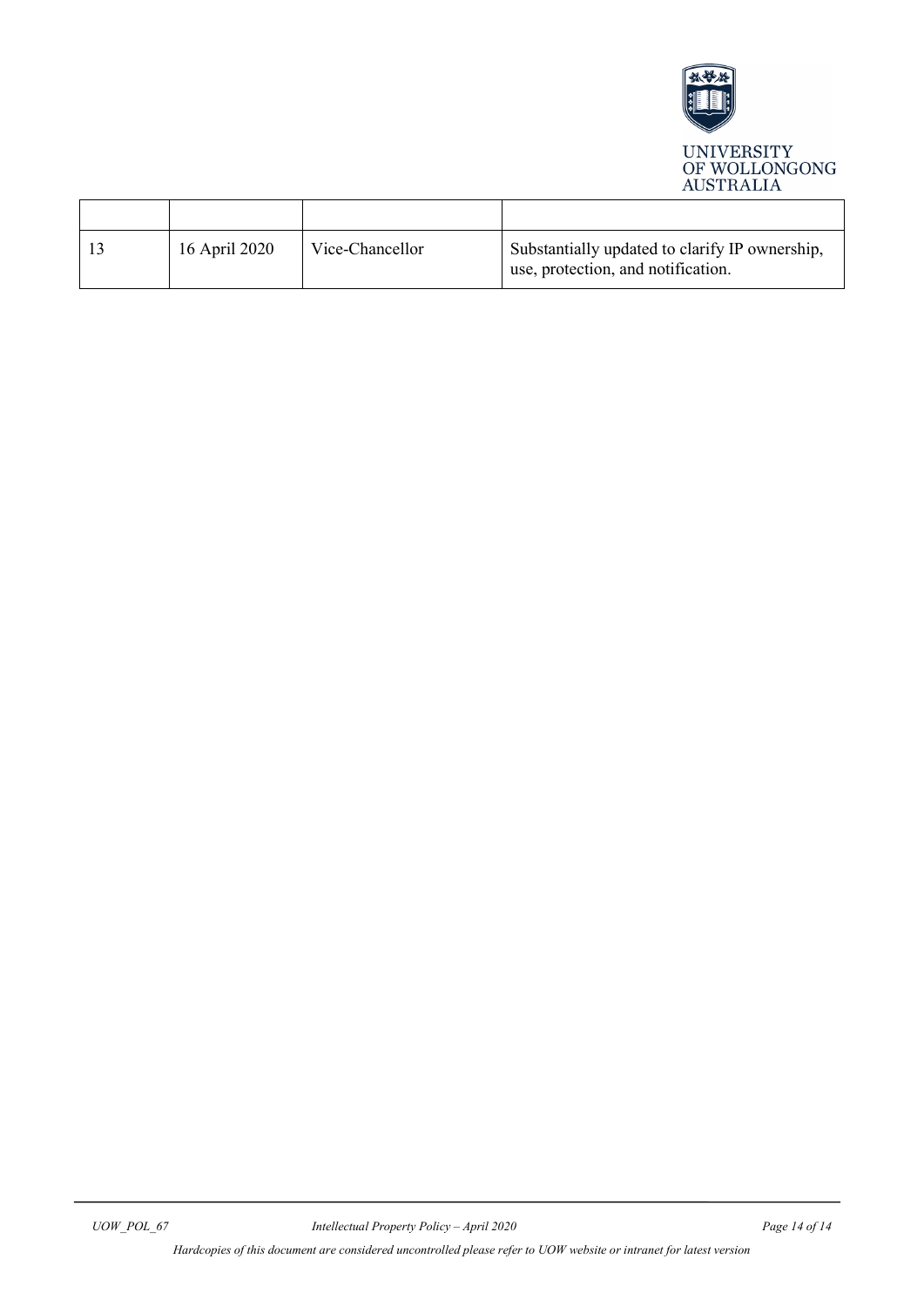| | | | |
|---|---|---|---|
| | | | |
| 13 | 16 April 2020 | Vice-Chancellor | Substantially updated to clarify IP ownership, use, protection, and notification. |